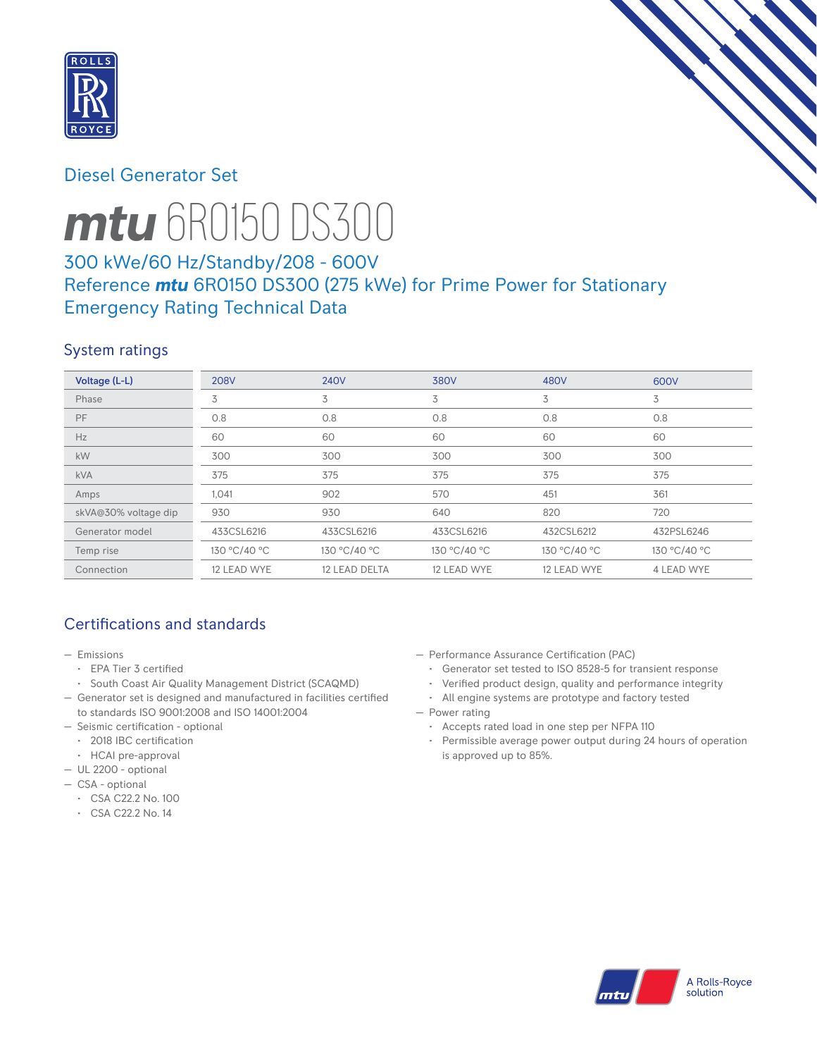## Diesel Generator Set

# *mtu* 6R0150 DS300

### 300 kWe/60 Hz/Standby/208 - 600V
### Reference *mtu* 6R0150 DS300 (275 kWe) for Prime Power for Stationary Emergency Rating Technical Data

## System ratings

| Voltage (L-L) | 208V | 240V | 380V | 480V | 600V |
|---|---|---|---|---|---|
| Phase | 3 | 3 | 3 | 3 | 3 |
| PF | 0.8 | 0.8 | 0.8 | 0.8 | 0.8 |
| Hz | 60 | 60 | 60 | 60 | 60 |
| kW | 300 | 300 | 300 | 300 | 300 |
| kVA | 375 | 375 | 375 | 375 | 375 |
| Amps | 1,041 | 902 | 570 | 451 | 361 |
| skVA@30% voltage dip | 930 | 930 | 640 | 820 | 720 |
| Generator model | 433CSL6216 | 433CSL6216 | 433CSL6216 | 432CSL6212 | 432PSL6246 |
| Temp rise | 130 °C/40 °C | 130 °C/40 °C | 130 °C/40 °C | 130 °C/40 °C | 130 °C/40 °C |
| Connection | 12 LEAD WYE | 12 LEAD DELTA | 12 LEAD WYE | 12 LEAD WYE | 4 LEAD WYE |

## Certifications and standards

- Emissions
  - EPA Tier 3 certified
  - South Coast Air Quality Management District (SCAQMD)
- Generator set is designed and manufactured in facilities certified to standards ISO 9001:2008 and ISO 14001:2004
- Seismic certification - optional
  - 2018 IBC certification
  - HCAI pre-approval
- UL 2200 - optional
- CSA - optional
  - CSA C22.2 No. 100
  - CSA C22.2 No. 14
- Performance Assurance Certification (PAC)
  - Generator set tested to ISO 8528-5 for transient response
  - Verified product design, quality and performance integrity
  - All engine systems are prototype and factory tested
- Power rating
  - Accepts rated load in one step per NFPA 110
  - Permissible average power output during 24 hours of operation is approved up to 85%.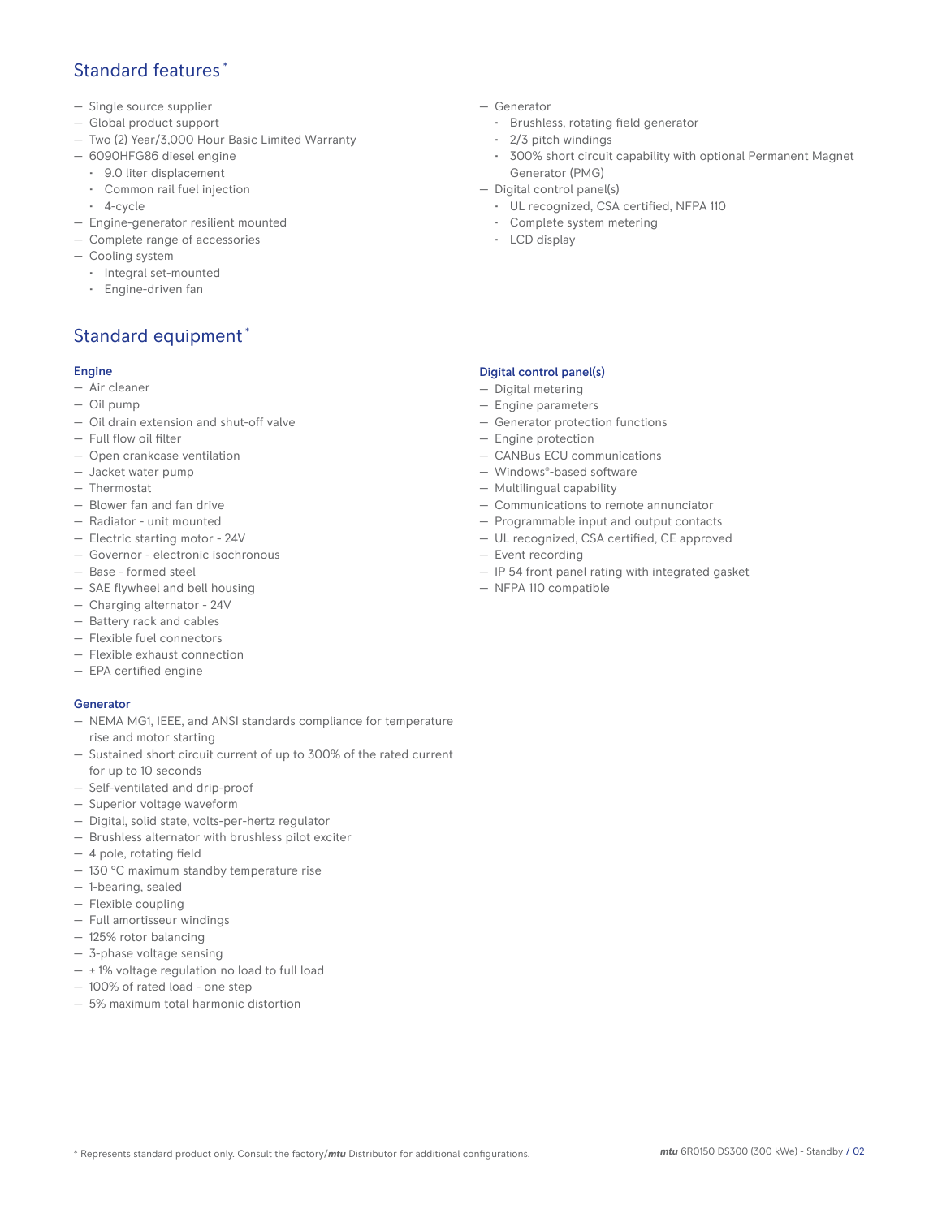## Standard features *

- Single source supplier
- Global product support
- Two (2) Year/3,000 Hour Basic Limited Warranty
- 6090HFG86 diesel engine
  - 9.0 liter displacement
  - Common rail fuel injection
  - 4-cycle
- Engine-generator resilient mounted
- Complete range of accessories
- Cooling system
  - Integral set-mounted
  - Engine-driven fan
- Generator
  - Brushless, rotating field generator
  - 2/3 pitch windings
  - 300% short circuit capability with optional Permanent Magnet Generator (PMG)
- Digital control panel(s)
  - UL recognized, CSA certified, NFPA 110
  - Complete system metering
  - LCD display

## Standard equipment *

### Engine

- Air cleaner
- Oil pump
- Oil drain extension and shut-off valve
- Full flow oil filter
- Open crankcase ventilation
- Jacket water pump
- Thermostat
- Blower fan and fan drive
- Radiator - unit mounted
- Electric starting motor - 24V
- Governor - electronic isochronous
- Base - formed steel
- SAE flywheel and bell housing
- Charging alternator - 24V
- Battery rack and cables
- Flexible fuel connectors
- Flexible exhaust connection
- EPA certified engine

### Generator

- NEMA MG1, IEEE, and ANSI standards compliance for temperature rise and motor starting
- Sustained short circuit current of up to 300% of the rated current for up to 10 seconds
- Self-ventilated and drip-proof
- Superior voltage waveform
- Digital, solid state, volts-per-hertz regulator
- Brushless alternator with brushless pilot exciter
- 4 pole, rotating field
- 130 °C maximum standby temperature rise
- 1-bearing, sealed
- Flexible coupling
- Full amortisseur windings
- 125% rotor balancing
- 3-phase voltage sensing
- ± 1% voltage regulation no load to full load
- 100% of rated load - one step
- 5% maximum total harmonic distortion

### Digital control panel(s)

- Digital metering
- Engine parameters
- Generator protection functions
- Engine protection
- CANBus ECU communications
- Windows®-based software
- Multilingual capability
- Communications to remote annunciator
- Programmable input and output contacts
- UL recognized, CSA certified, CE approved
- Event recording
- IP 54 front panel rating with integrated gasket
- NFPA 110 compatible

\* Represents standard product only. Consult the factory/*mtu* Distributor for additional configurations.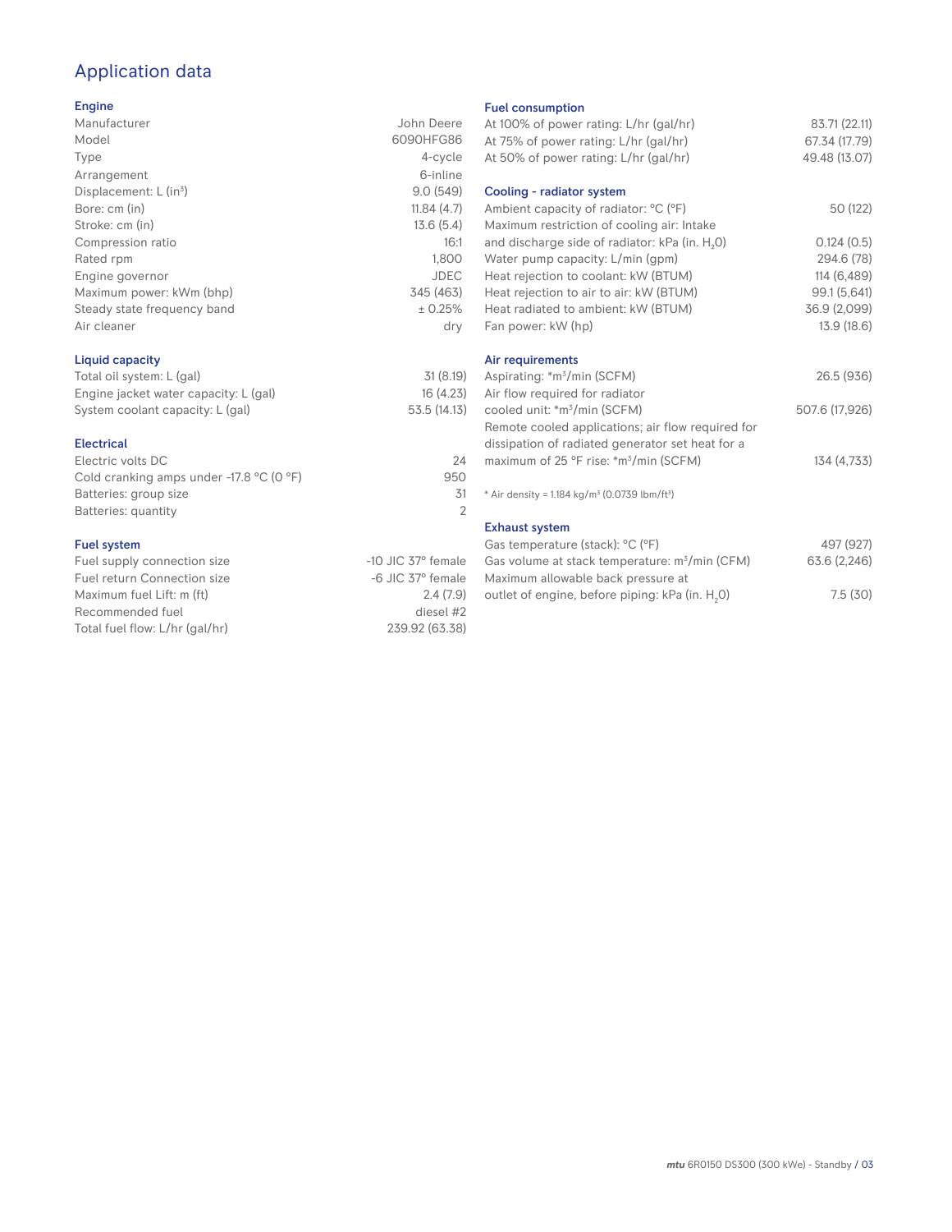# Application data

## Engine

| | |
|---|---|
| Manufacturer | John Deere |
| Model | 6090HFG86 |
| Type | 4-cycle |
| Arrangement | 6-inline |
| Displacement: L ($in^3$) | 9.0 (549) |
| Bore: cm (in) | 11.84 (4.7) |
| Stroke: cm (in) | 13.6 (5.4) |
| Compression ratio | 16:1 |
| Rated rpm | 1,800 |
| Engine governor | JDEC |
| Maximum power: kWm (bhp) | 345 (463) |
| Steady state frequency band | ± 0.25% |
| Air cleaner | dry |

## Liquid capacity

| | |
|---|---|
| Total oil system: L (gal) | 31 (8.19) |
| Engine jacket water capacity: L (gal) | 16 (4.23) |
| System coolant capacity: L (gal) | 53.5 (14.13) |

## Electrical

| | |
|---|---|
| Electric volts DC | 24 |
| Cold cranking amps under -17.8 °C (0 °F) | 950 |
| Batteries: group size | 31 |
| Batteries: quantity | 2 |

## Fuel system

| | |
|---|---|
| Fuel supply connection size | -10 JIC 37° female |
| Fuel return Connection size | -6 JIC 37° female |
| Maximum fuel Lift: m (ft) | 2.4 (7.9) |
| Recommended fuel | diesel #2 |
| Total fuel flow: L/hr (gal/hr) | 239.92 (63.38) |

## Fuel consumption

| | |
|---|---|
| At 100% of power rating: L/hr (gal/hr) | 83.71 (22.11) |
| At 75% of power rating: L/hr (gal/hr) | 67.34 (17.79) |
| At 50% of power rating: L/hr (gal/hr) | 49.48 (13.07) |

## Cooling - radiator system

| | |
|---|---|
| Ambient capacity of radiator: °C (°F) | 50 (122) |
| Maximum restriction of cooling air: Intake and discharge side of radiator: kPa (in. $H_2O$) | 0.124 (0.5) |
| Water pump capacity: L/min (gpm) | 294.6 (78) |
| Heat rejection to coolant: kW (BTUM) | 114 (6,489) |
| Heat rejection to air to air: kW (BTUM) | 99.1 (5,641) |
| Heat radiated to ambient: kW (BTUM) | 36.9 (2,099) |
| Fan power: kW (hp) | 13.9 (18.6) |

## Air requirements

| | |
|---|---|
| Aspirating: *$m^3$/min (SCFM) | 26.5 (936) |
| Air flow required for radiator cooled unit: *$m^3$/min (SCFM) | 507.6 (17,926) |
| Remote cooled applications; air flow required for dissipation of radiated generator set heat for a maximum of 25 °F rise: *$m^3$/min (SCFM) | 134 (4,733) |

* Air density = 1.184 kg/$m^3$ (0.0739 lbm/$ft^3$)

## Exhaust system

| | |
|---|---|
| Gas temperature (stack): °C (°F) | 497 (927) |
| Gas volume at stack temperature: $m^3$/min (CFM) | 63.6 (2,246) |
| Maximum allowable back pressure at outlet of engine, before piping: kPa (in. $H_2O$) | 7.5 (30) |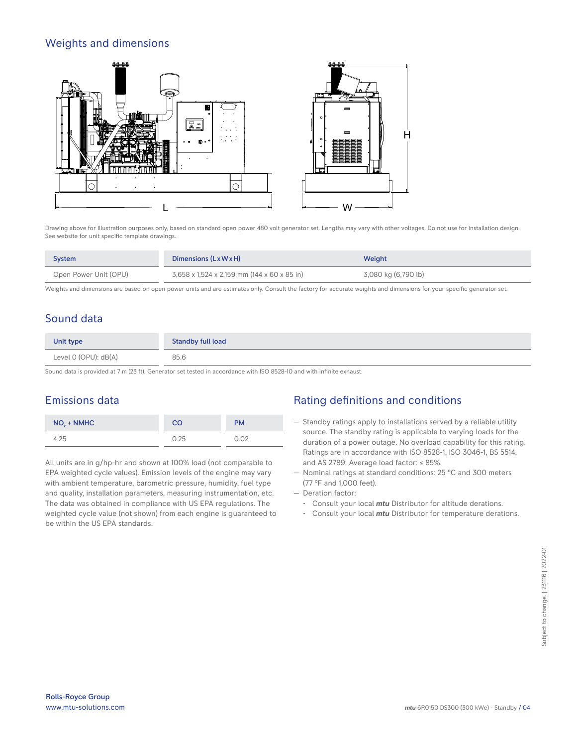## Weights and dimensions

L

W

H

Drawing above for illustration purposes only, based on standard open power 480 volt generator set. Lengths may vary with other voltages. Do not use for installation design. See website for unit specific template drawings.

| System | Dimensions (L x W x H) | Weight |
|---|---|---|
| Open Power Unit (OPU) | 3,658 x 1,524 x 2,159 mm (144 x 60 x 85 in) | 3,080 kg (6,790 lb) |

Weights and dimensions are based on open power units and are estimates only. Consult the factory for accurate weights and dimensions for your specific generator set.

## Sound data

| Unit type | Standby full load |
|---|---|
| Level 0 (OPU): dB(A) | 85.6 |

Sound data is provided at 7 m (23 ft). Generator set tested in accordance with ISO 8528-10 and with infinite exhaust.

## Emissions data

| $NO_x$ + NMHC | CO | PM |
|---|---|---|
| 4.25 | 0.25 | 0.02 |

All units are in g/hp-hr and shown at 100% load (not comparable to EPA weighted cycle values). Emission levels of the engine may vary with ambient temperature, barometric pressure, humidity, fuel type and quality, installation parameters, measuring instrumentation, etc. The data was obtained in compliance with US EPA regulations. The weighted cycle value (not shown) from each engine is guaranteed to be within the US EPA standards.

## Rating definitions and conditions

- Standby ratings apply to installations served by a reliable utility source. The standby rating is applicable to varying loads for the duration of a power outage. No overload capability for this rating. Ratings are in accordance with ISO 8528-1, ISO 3046-1, BS 5514, and AS 2789. Average load factor: ≤ 85%.
- Nominal ratings at standard conditions: 25 °C and 300 meters (77 °F and 1,000 feet).
- Deration factor:
  - Consult your local ***mtu*** Distributor for altitude derations.
  - Consult your local ***mtu*** Distributor for temperature derations.

Subject to change. | 231116 | 2022-01

**Rolls-Royce Group**
www.mtu-solutions.com

***mtu*** 6R0150 DS300 (300 kWe) - Standby